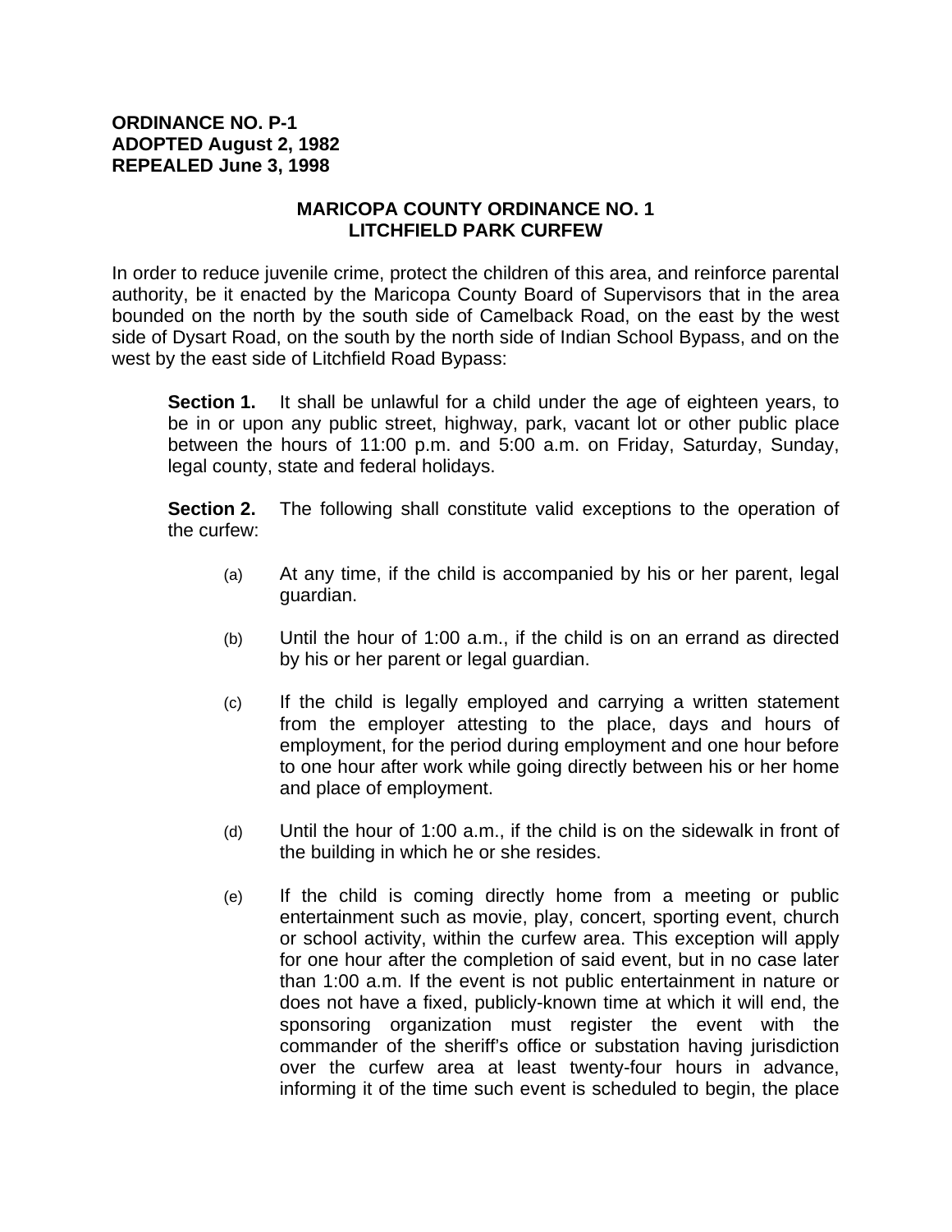**ORDINANCE NO. P-1**
**ADOPTED August 2, 1982**
**REPEALED June 3, 1998**

## MARICOPA COUNTY ORDINANCE NO. 1
## LITCHFIELD PARK CURFEW

In order to reduce juvenile crime, protect the children of this area, and reinforce parental authority, be it enacted by the Maricopa County Board of Supervisors that in the area bounded on the north by the south side of Camelback Road, on the east by the west side of Dysart Road, on the south by the north side of Indian School Bypass, and on the west by the east side of Litchfield Road Bypass:

**Section 1.** It shall be unlawful for a child under the age of eighteen years, to be in or upon any public street, highway, park, vacant lot or other public place between the hours of 11:00 p.m. and 5:00 a.m. on Friday, Saturday, Sunday, legal county, state and federal holidays.

**Section 2.** The following shall constitute valid exceptions to the operation of the curfew:

(a) At any time, if the child is accompanied by his or her parent, legal guardian.

(b) Until the hour of 1:00 a.m., if the child is on an errand as directed by his or her parent or legal guardian.

(c) If the child is legally employed and carrying a written statement from the employer attesting to the place, days and hours of employment, for the period during employment and one hour before to one hour after work while going directly between his or her home and place of employment.

(d) Until the hour of 1:00 a.m., if the child is on the sidewalk in front of the building in which he or she resides.

(e) If the child is coming directly home from a meeting or public entertainment such as movie, play, concert, sporting event, church or school activity, within the curfew area. This exception will apply for one hour after the completion of said event, but in no case later than 1:00 a.m. If the event is not public entertainment in nature or does not have a fixed, publicly-known time at which it will end, the sponsoring organization must register the event with the commander of the sheriff's office or substation having jurisdiction over the curfew area at least twenty-four hours in advance, informing it of the time such event is scheduled to begin, the place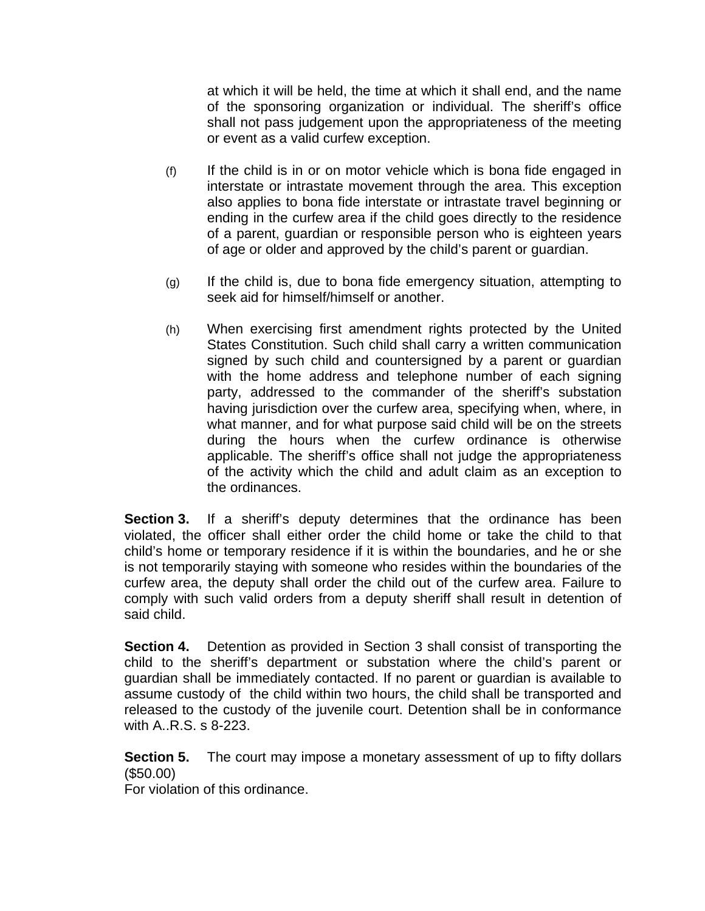at which it will be held, the time at which it shall end, and the name of the sponsoring organization or individual. The sheriff's office shall not pass judgement upon the appropriateness of the meeting or event as a valid curfew exception.

(f) If the child is in or on motor vehicle which is bona fide engaged in interstate or intrastate movement through the area. This exception also applies to bona fide interstate or intrastate travel beginning or ending in the curfew area if the child goes directly to the residence of a parent, guardian or responsible person who is eighteen years of age or older and approved by the child's parent or guardian.

(g) If the child is, due to bona fide emergency situation, attempting to seek aid for himself/himself or another.

(h) When exercising first amendment rights protected by the United States Constitution. Such child shall carry a written communication signed by such child and countersigned by a parent or guardian with the home address and telephone number of each signing party, addressed to the commander of the sheriff's substation having jurisdiction over the curfew area, specifying when, where, in what manner, and for what purpose said child will be on the streets during the hours when the curfew ordinance is otherwise applicable. The sheriff's office shall not judge the appropriateness of the activity which the child and adult claim as an exception to the ordinances.

**Section 3.** If a sheriff's deputy determines that the ordinance has been violated, the officer shall either order the child home or take the child to that child's home or temporary residence if it is within the boundaries, and he or she is not temporarily staying with someone who resides within the boundaries of the curfew area, the deputy shall order the child out of the curfew area. Failure to comply with such valid orders from a deputy sheriff shall result in detention of said child.

**Section 4.** Detention as provided in Section 3 shall consist of transporting the child to the sheriff's department or substation where the child's parent or guardian shall be immediately contacted. If no parent or guardian is available to assume custody of the child within two hours, the child shall be transported and released to the custody of the juvenile court. Detention shall be in conformance with A..R.S. s 8-223.

**Section 5.** The court may impose a monetary assessment of up to fifty dollars ($50.00)
For violation of this ordinance.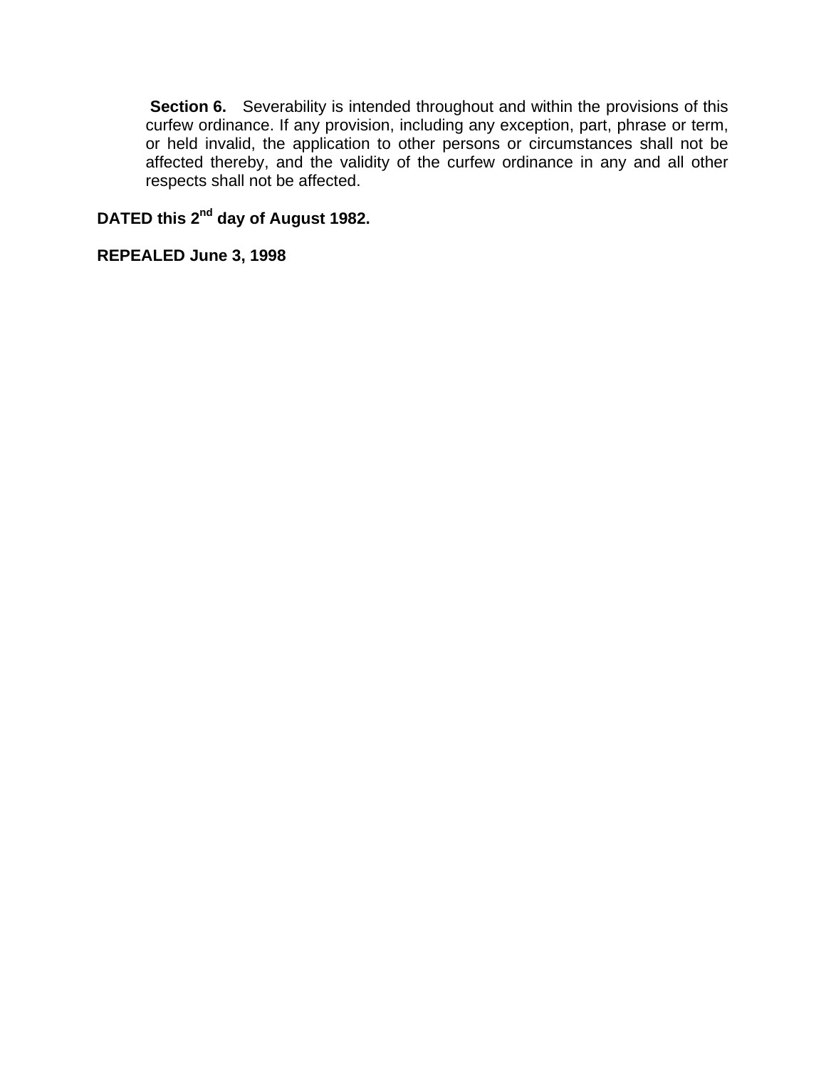**Section 6.** Severability is intended throughout and within the provisions of this curfew ordinance. If any provision, including any exception, part, phrase or term, or held invalid, the application to other persons or circumstances shall not be affected thereby, and the validity of the curfew ordinance in any and all other respects shall not be affected.

**DATED this 2nd day of August 1982.**

**REPEALED June 3, 1998**